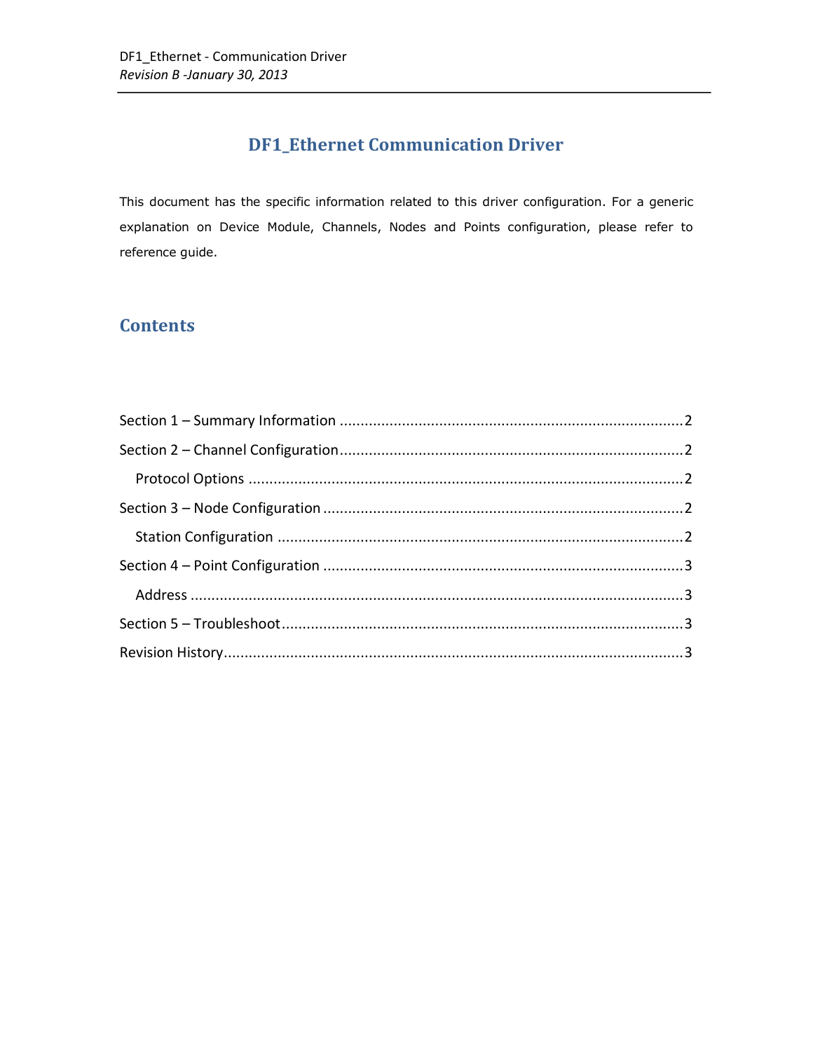# DF1_Ethernet Communication Driver

This document has the specific information related to this driver configuration. For a generic explanation on Device Module, Channels, Nodes and Points configuration, please refer to reference guide.

## Contents

Section 1 – Summary Information ........................................................................ 2

Section 2 – Channel Configuration ........................................................................ 2

  Protocol Options ........................................................................ 2

Section 3 – Node Configuration ........................................................................ 2

  Station Configuration ........................................................................ 2

Section 4 – Point Configuration ........................................................................ 3

  Address ........................................................................ 3

Section 5 – Troubleshoot ........................................................................ 3

Revision History ........................................................................ 3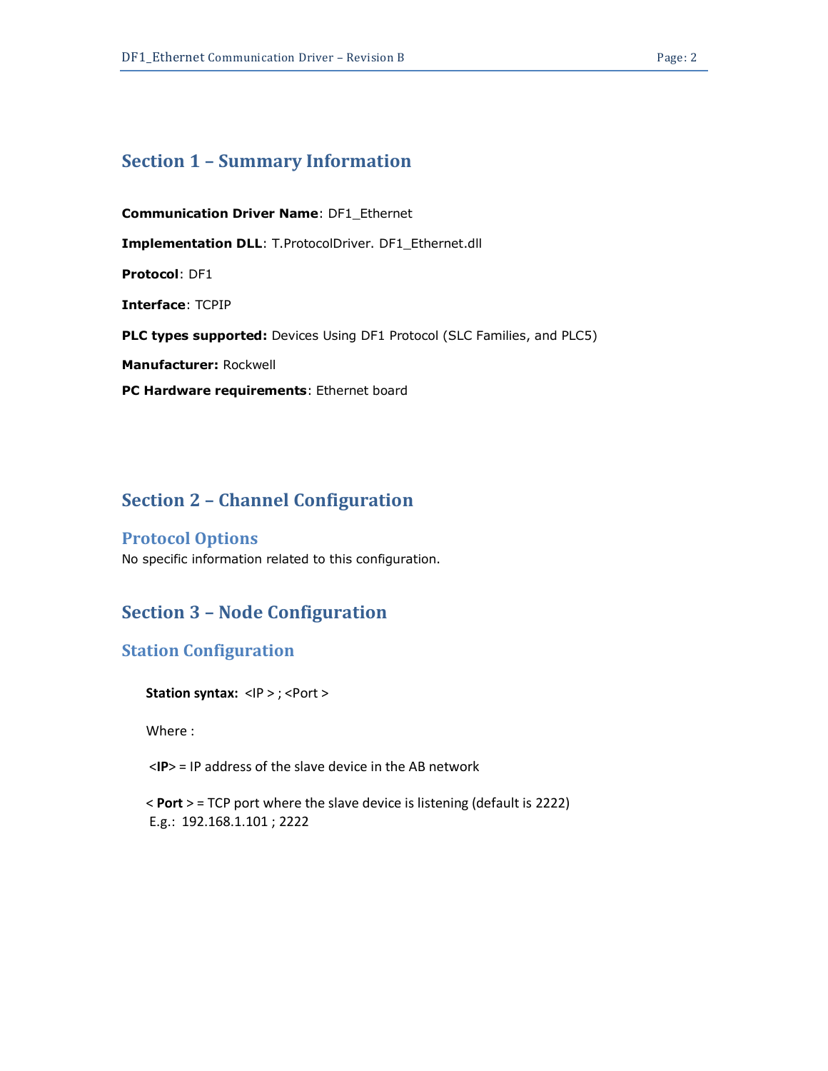## Section 1 – Summary Information

**Communication Driver Name**: DF1_Ethernet

**Implementation DLL**: T.ProtocolDriver. DF1_Ethernet.dll

**Protocol**: DF1

**Interface**: TCPIP

**PLC types supported:** Devices Using DF1 Protocol (SLC Families, and PLC5)

**Manufacturer:** Rockwell

**PC Hardware requirements**: Ethernet board

## Section 2 – Channel Configuration

### Protocol Options

No specific information related to this configuration.

## Section 3 – Node Configuration

### Station Configuration

**Station syntax:** <IP > ; <Port >

Where :

<**IP**> = IP address of the slave device in the AB network

< **Port** > = TCP port where the slave device is listening (default is 2222)
E.g.: 192.168.1.101 ; 2222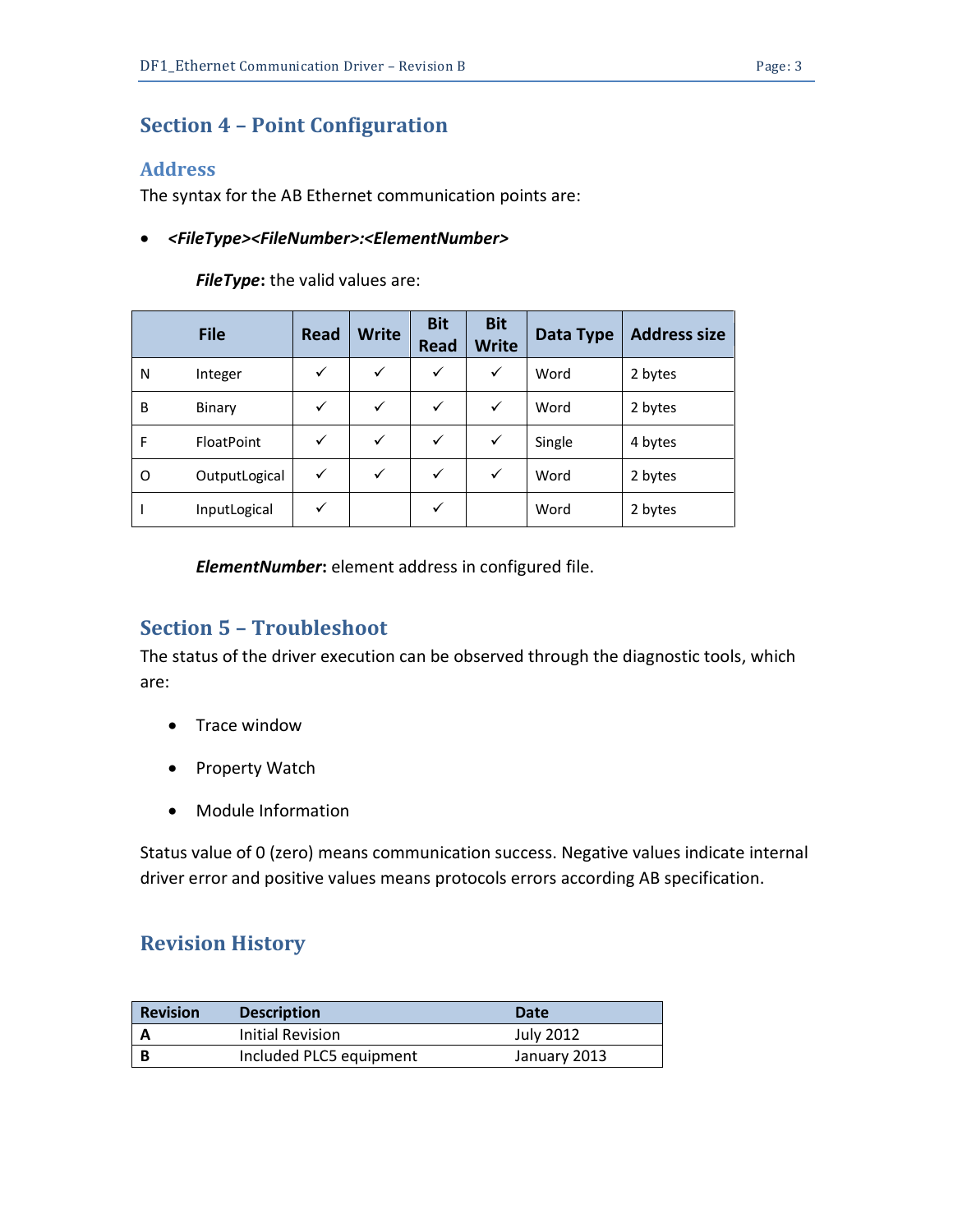## Section 4 – Point Configuration

### Address

The syntax for the AB Ethernet communication points are:

- ***<FileType><FileNumber>:<ElementNumber>***

***FileType*:** the valid values are:

| File | | Read | Write | Bit Read | Bit Write | Data Type | Address size |
|---|---|---|---|---|---|---|---|
| N | Integer | ✓ | ✓ | ✓ | ✓ | Word | 2 bytes |
| B | Binary | ✓ | ✓ | ✓ | ✓ | Word | 2 bytes |
| F | FloatPoint | ✓ | ✓ | ✓ | ✓ | Single | 4 bytes |
| O | OutputLogical | ✓ | ✓ | ✓ | ✓ | Word | 2 bytes |
| I | InputLogical | ✓ | | ✓ | | Word | 2 bytes |

***ElementNumber*:** element address in configured file.

## Section 5 – Troubleshoot

The status of the driver execution can be observed through the diagnostic tools, which are:

- Trace window
- Property Watch
- Module Information

Status value of 0 (zero) means communication success. Negative values indicate internal driver error and positive values means protocols errors according AB specification.

## Revision History

| Revision | Description | Date |
|---|---|---|
| **A** | Initial Revision | July 2012 |
| **B** | Included PLC5 equipment | January 2013 |